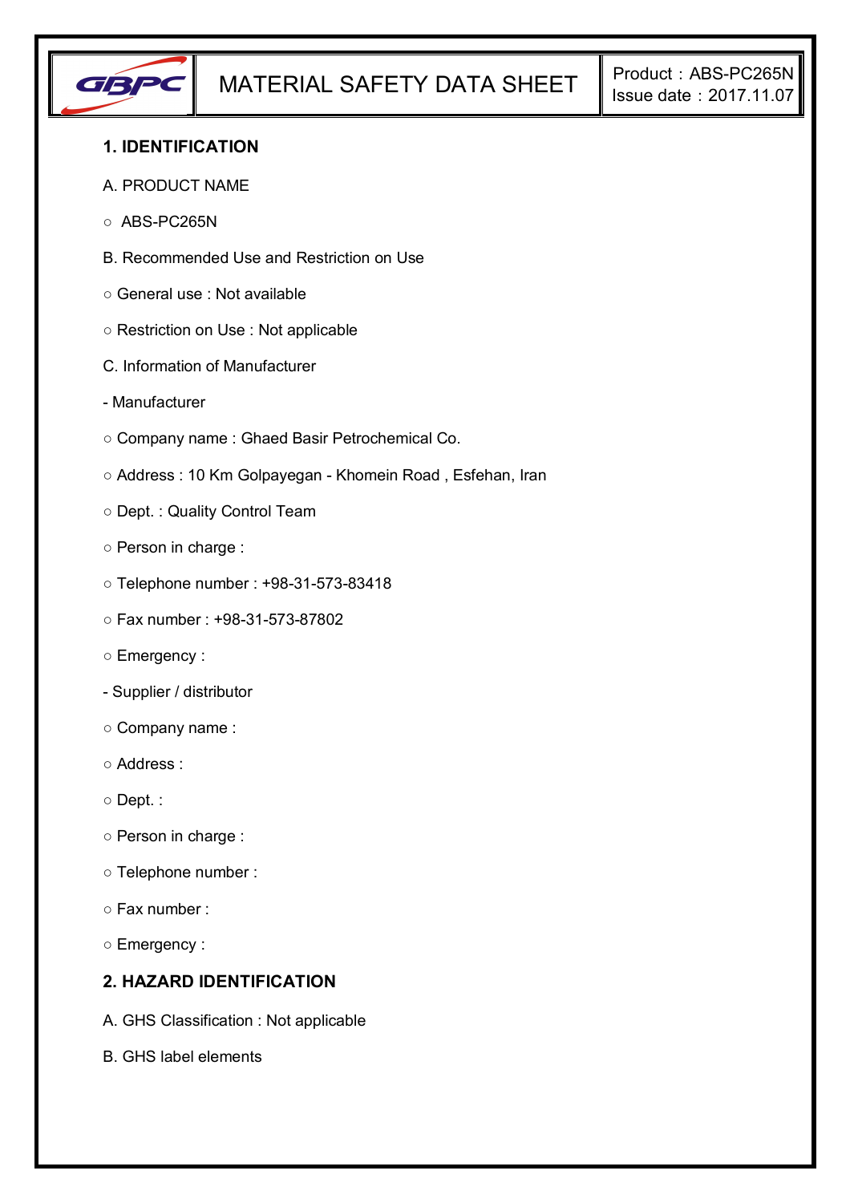| GBPC | MATERIAL SAFETY DATA SHEET | Product：ABS-PC265N<br>Issue date：2017.11.07 |
| --- | --- | --- |

## 1. IDENTIFICATION

A. PRODUCT NAME

○ ABS-PC265N

B. Recommended Use and Restriction on Use

○ General use : Not available

○ Restriction on Use : Not applicable

C. Information of Manufacturer

- Manufacturer

○ Company name : Ghaed Basir Petrochemical Co.

○ Address : 10 Km Golpayegan - Khomein Road , Esfehan, Iran

○ Dept. : Quality Control Team

○ Person in charge :

○ Telephone number : +98-31-573-83418

○ Fax number : +98-31-573-87802

○ Emergency :

- Supplier / distributor

○ Company name :

○ Address :

○ Dept. :

○ Person in charge :

○ Telephone number :

○ Fax number :

○ Emergency :

## 2. HAZARD IDENTIFICATION

A. GHS Classification : Not applicable

B. GHS label elements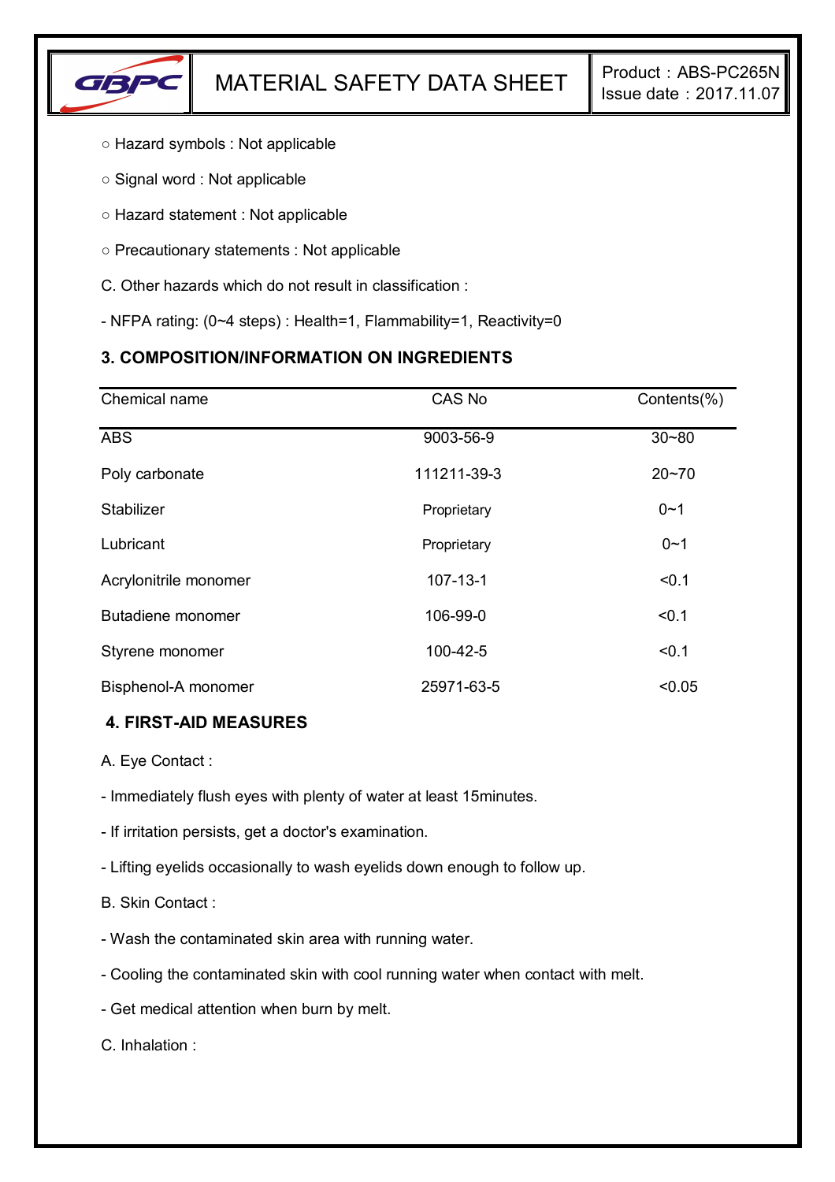○ Hazard symbols : Not applicable

○ Signal word : Not applicable

○ Hazard statement : Not applicable

○ Precautionary statements : Not applicable

C. Other hazards which do not result in classification :

- NFPA rating: (0~4 steps) : Health=1, Flammability=1, Reactivity=0

### 3. COMPOSITION/INFORMATION ON INGREDIENTS

| Chemical name | CAS No | Contents(%) |
|---|---|---|
| ABS | 9003-56-9 | 30~80 |
| Poly carbonate | 111211-39-3 | 20~70 |
| Stabilizer | Proprietary | 0~1 |
| Lubricant | Proprietary | 0~1 |
| Acrylonitrile monomer | 107-13-1 | <0.1 |
| Butadiene monomer | 106-99-0 | <0.1 |
| Styrene monomer | 100-42-5 | <0.1 |
| Bisphenol-A monomer | 25971-63-5 | <0.05 |

### 4. FIRST-AID MEASURES

A. Eye Contact :

- Immediately flush eyes with plenty of water at least 15minutes.
- If irritation persists, get a doctor's examination.
- Lifting eyelids occasionally to wash eyelids down enough to follow up.

B. Skin Contact :

- Wash the contaminated skin area with running water.
- Cooling the contaminated skin with cool running water when contact with melt.
- Get medical attention when burn by melt.

C. Inhalation :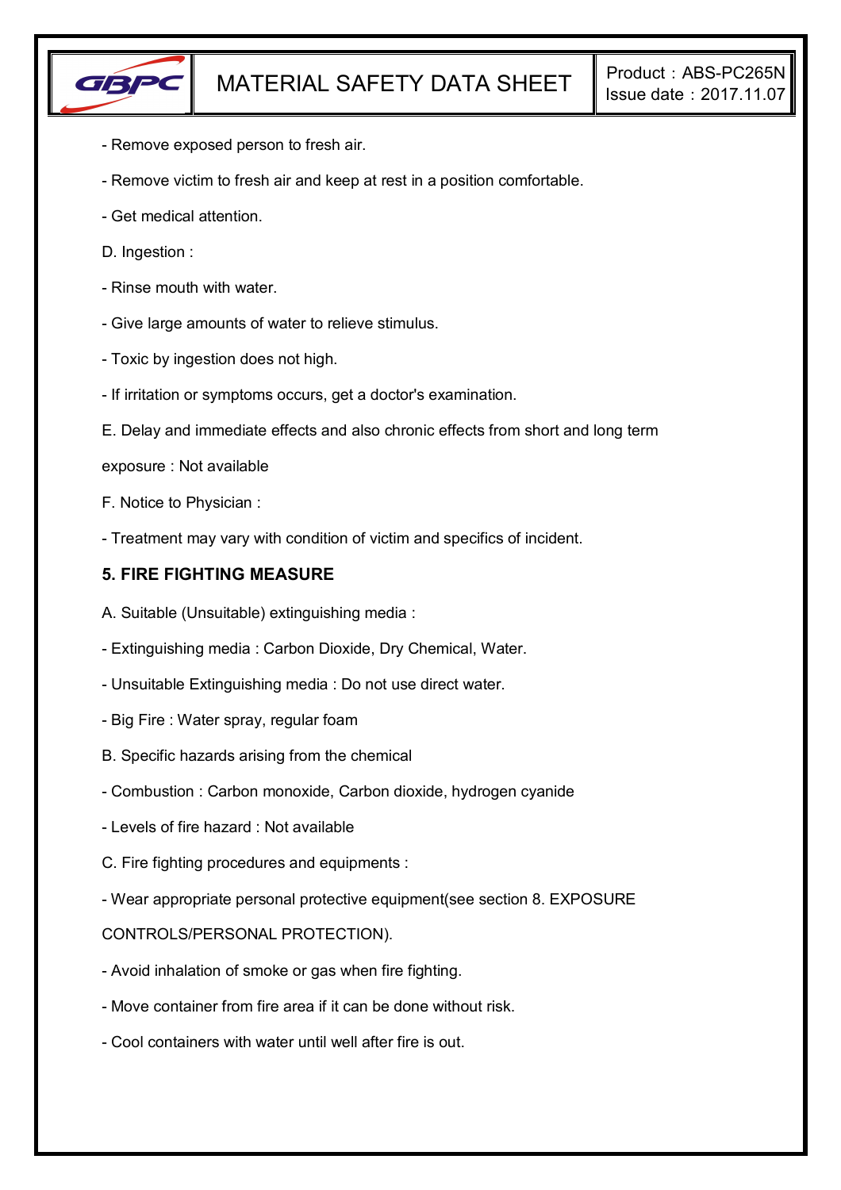- Remove exposed person to fresh air.

- Remove victim to fresh air and keep at rest in a position comfortable.

- Get medical attention.

D. Ingestion :

- Rinse mouth with water.

- Give large amounts of water to relieve stimulus.

- Toxic by ingestion does not high.

- If irritation or symptoms occurs, get a doctor's examination.

E. Delay and immediate effects and also chronic effects from short and long term exposure : Not available

F. Notice to Physician :

- Treatment may vary with condition of victim and specifics of incident.

## 5. FIRE FIGHTING MEASURE

A. Suitable (Unsuitable) extinguishing media :

- Extinguishing media : Carbon Dioxide, Dry Chemical, Water.

- Unsuitable Extinguishing media : Do not use direct water.

- Big Fire : Water spray, regular foam

B. Specific hazards arising from the chemical

- Combustion : Carbon monoxide, Carbon dioxide, hydrogen cyanide

- Levels of fire hazard : Not available

C. Fire fighting procedures and equipments :

- Wear appropriate personal protective equipment(see section 8. EXPOSURE CONTROLS/PERSONAL PROTECTION).

- Avoid inhalation of smoke or gas when fire fighting.

- Move container from fire area if it can be done without risk.

- Cool containers with water until well after fire is out.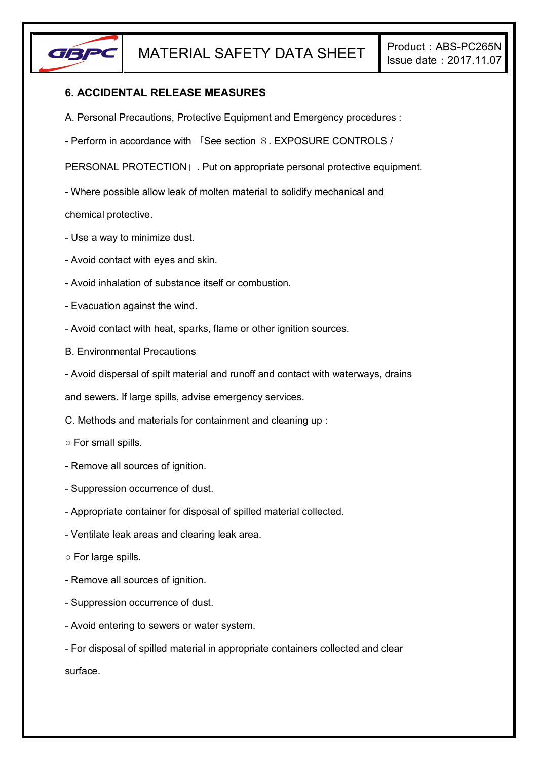## 6. ACCIDENTAL RELEASE MEASURES

A. Personal Precautions, Protective Equipment and Emergency procedures :

- Perform in accordance with 「See section ８. EXPOSURE CONTROLS / PERSONAL PROTECTION」. Put on appropriate personal protective equipment.
- Where possible allow leak of molten material to solidify mechanical and chemical protective.
- Use a way to minimize dust.
- Avoid contact with eyes and skin.
- Avoid inhalation of substance itself or combustion.
- Evacuation against the wind.
- Avoid contact with heat, sparks, flame or other ignition sources.

B. Environmental Precautions

- Avoid dispersal of spilt material and runoff and contact with waterways, drains and sewers. If large spills, advise emergency services.

C. Methods and materials for containment and cleaning up :

○ For small spills.

- Remove all sources of ignition.
- Suppression occurrence of dust.
- Appropriate container for disposal of spilled material collected.
- Ventilate leak areas and clearing leak area.

○ For large spills.

- Remove all sources of ignition.
- Suppression occurrence of dust.
- Avoid entering to sewers or water system.
- For disposal of spilled material in appropriate containers collected and clear surface.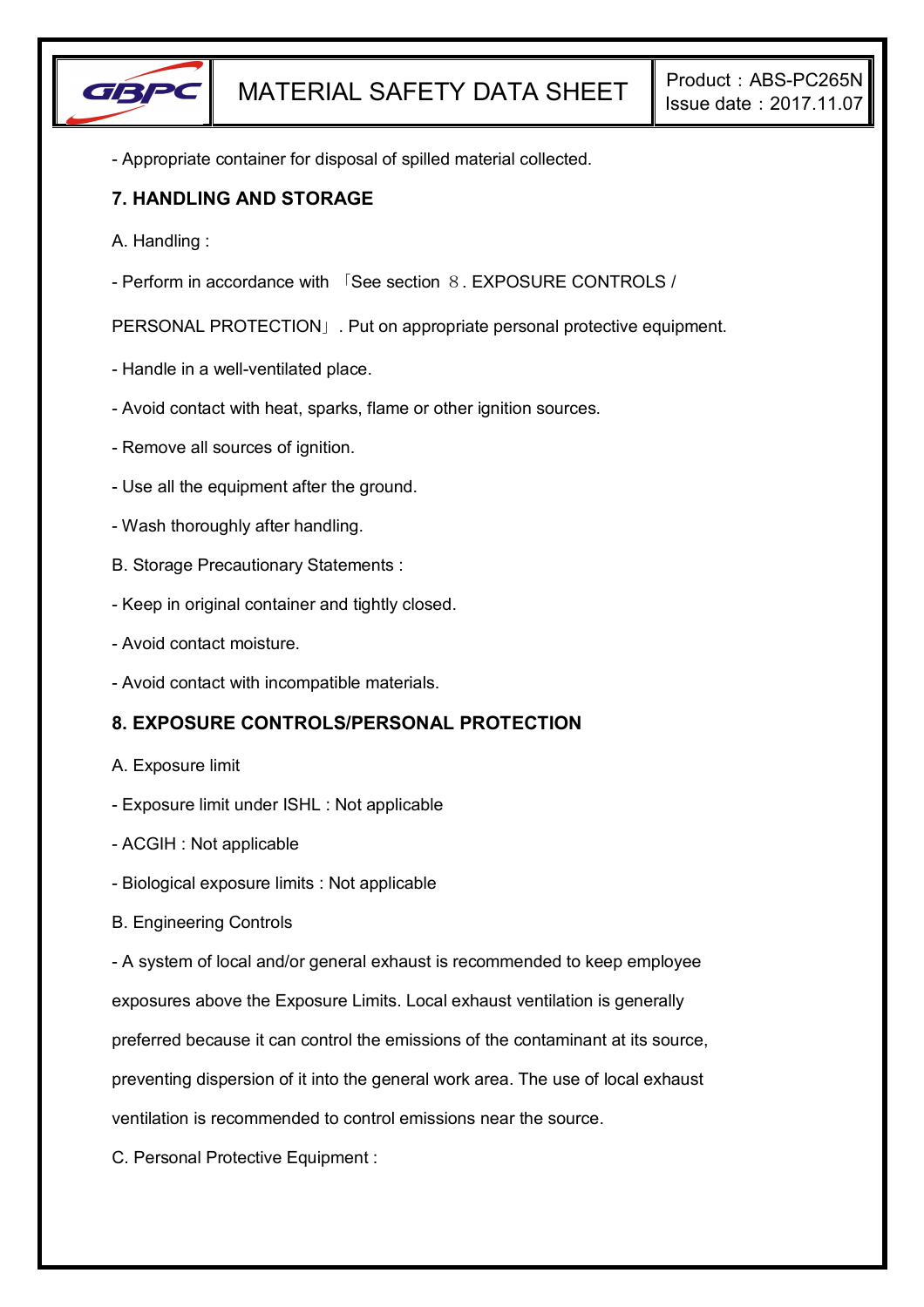- Appropriate container for disposal of spilled material collected.

## 7. HANDLING AND STORAGE

A. Handling :

- Perform in accordance with 「See section 8. EXPOSURE CONTROLS / PERSONAL PROTECTION」. Put on appropriate personal protective equipment.

- Handle in a well-ventilated place.

- Avoid contact with heat, sparks, flame or other ignition sources.

- Remove all sources of ignition.

- Use all the equipment after the ground.

- Wash thoroughly after handling.

B. Storage Precautionary Statements :

- Keep in original container and tightly closed.

- Avoid contact moisture.

- Avoid contact with incompatible materials.

## 8. EXPOSURE CONTROLS/PERSONAL PROTECTION

A. Exposure limit

- Exposure limit under ISHL : Not applicable

- ACGIH : Not applicable

- Biological exposure limits : Not applicable

B. Engineering Controls

- A system of local and/or general exhaust is recommended to keep employee exposures above the Exposure Limits. Local exhaust ventilation is generally preferred because it can control the emissions of the contaminant at its source, preventing dispersion of it into the general work area. The use of local exhaust ventilation is recommended to control emissions near the source.

C. Personal Protective Equipment :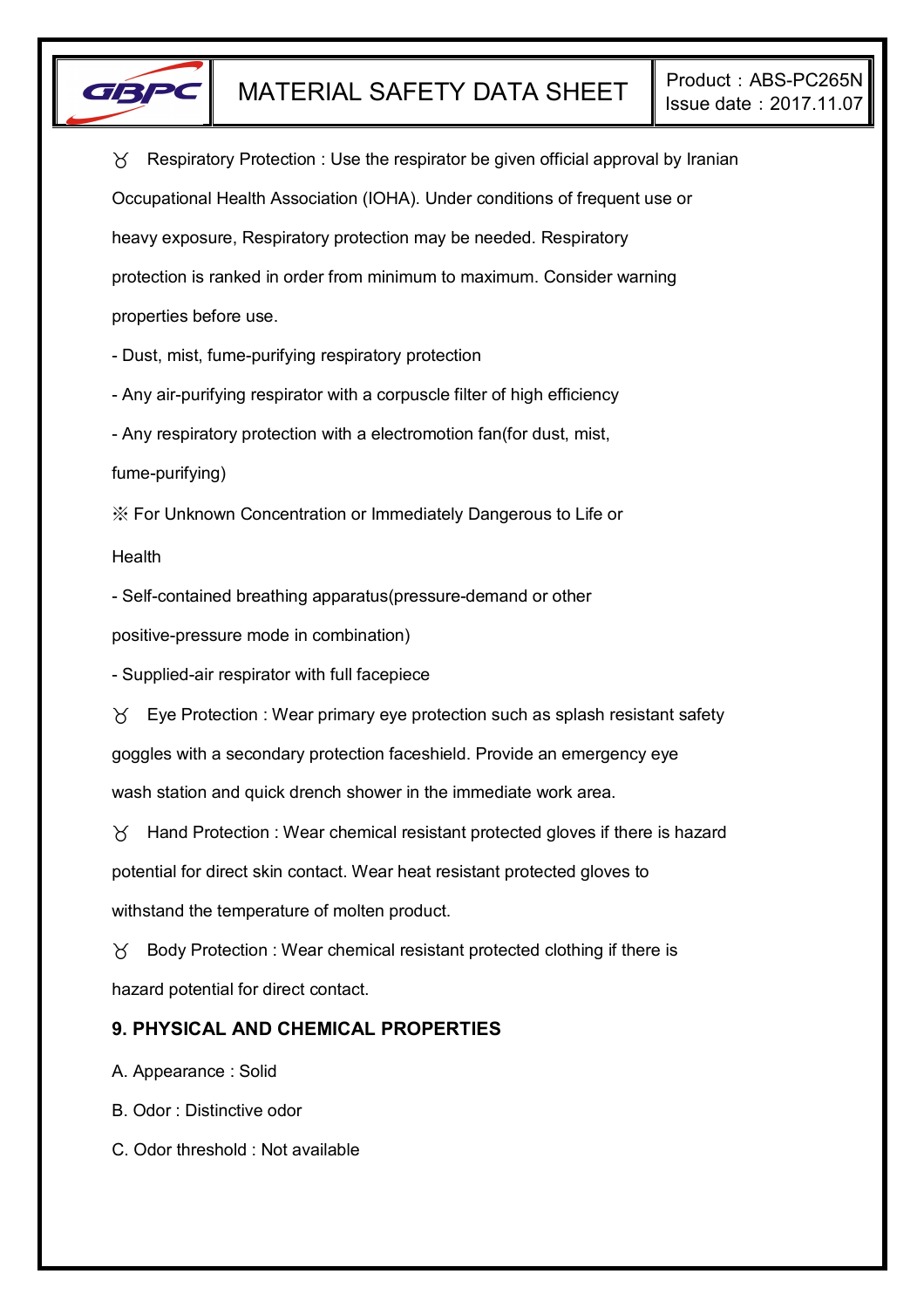♉ Respiratory Protection : Use the respirator be given official approval by Iranian Occupational Health Association (IOHA). Under conditions of frequent use or heavy exposure, Respiratory protection may be needed. Respiratory protection is ranked in order from minimum to maximum. Consider warning properties before use.

- Dust, mist, fume-purifying respiratory protection
- Any air-purifying respirator with a corpuscle filter of high efficiency
- Any respiratory protection with a electromotion fan(for dust, mist, fume-purifying)

※ For Unknown Concentration or Immediately Dangerous to Life or Health

- Self-contained breathing apparatus(pressure-demand or other positive-pressure mode in combination)
- Supplied-air respirator with full facepiece

♉ Eye Protection : Wear primary eye protection such as splash resistant safety goggles with a secondary protection faceshield. Provide an emergency eye wash station and quick drench shower in the immediate work area.

♉ Hand Protection : Wear chemical resistant protected gloves if there is hazard potential for direct skin contact. Wear heat resistant protected gloves to withstand the temperature of molten product.

♉ Body Protection : Wear chemical resistant protected clothing if there is hazard potential for direct contact.

## 9. PHYSICAL AND CHEMICAL PROPERTIES

A. Appearance : Solid

B. Odor : Distinctive odor

C. Odor threshold : Not available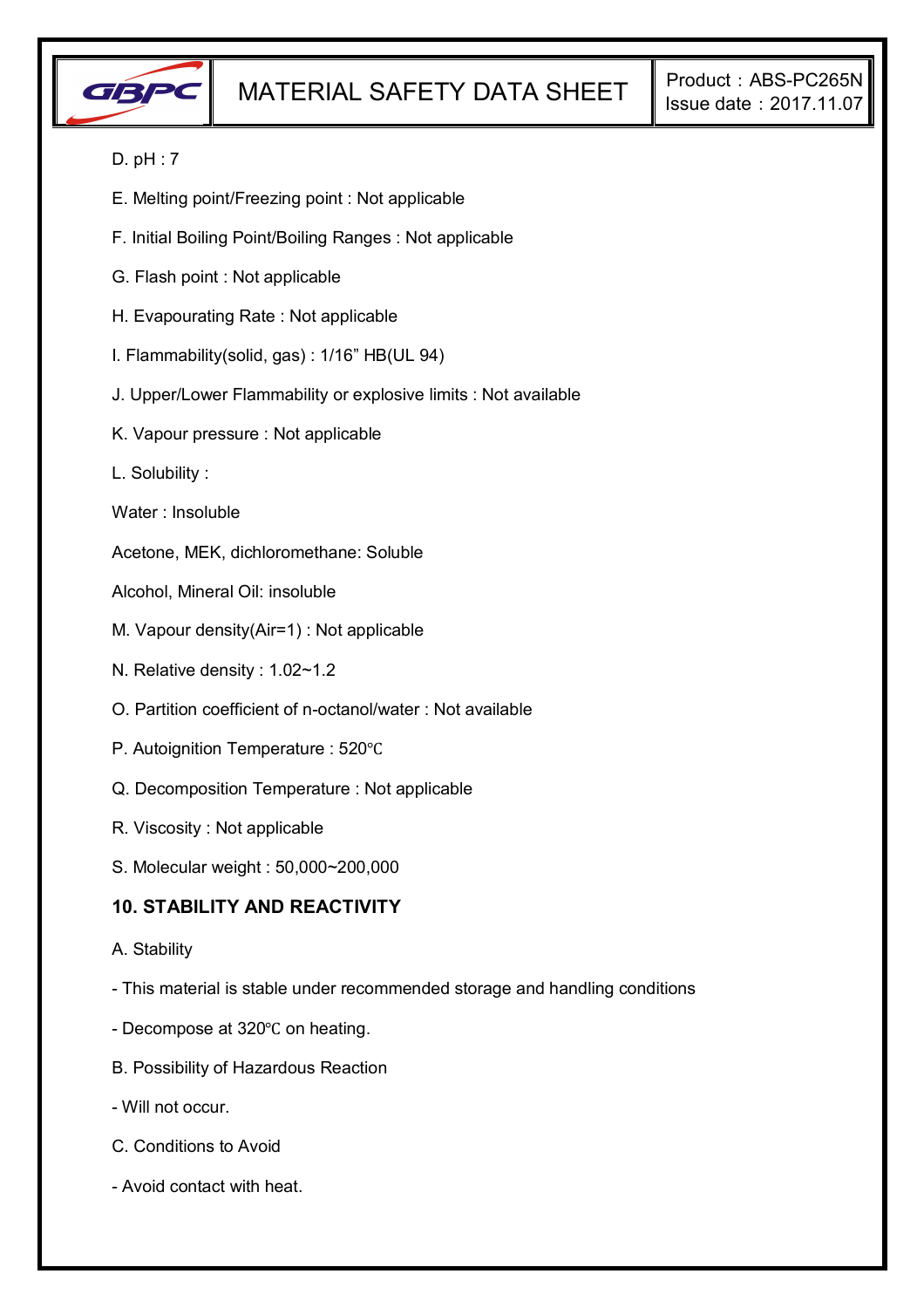D. pH : 7

E. Melting point/Freezing point : Not applicable

F. Initial Boiling Point/Boiling Ranges : Not applicable

G. Flash point : Not applicable

H. Evapourating Rate : Not applicable

I. Flammability(solid, gas) : 1/16” HB(UL 94)

J. Upper/Lower Flammability or explosive limits : Not available

K. Vapour pressure : Not applicable

L. Solubility :

Water : Insoluble

Acetone, MEK, dichloromethane: Soluble

Alcohol, Mineral Oil: insoluble

M. Vapour density(Air=1) : Not applicable

N. Relative density : 1.02~1.2

O. Partition coefficient of n-octanol/water : Not available

P. Autoignition Temperature : 520℃

Q. Decomposition Temperature : Not applicable

R. Viscosity : Not applicable

S. Molecular weight : 50,000~200,000

## 10. STABILITY AND REACTIVITY

A. Stability

- This material is stable under recommended storage and handling conditions
- Decompose at 320℃ on heating.

B. Possibility of Hazardous Reaction

- Will not occur.

C. Conditions to Avoid

- Avoid contact with heat.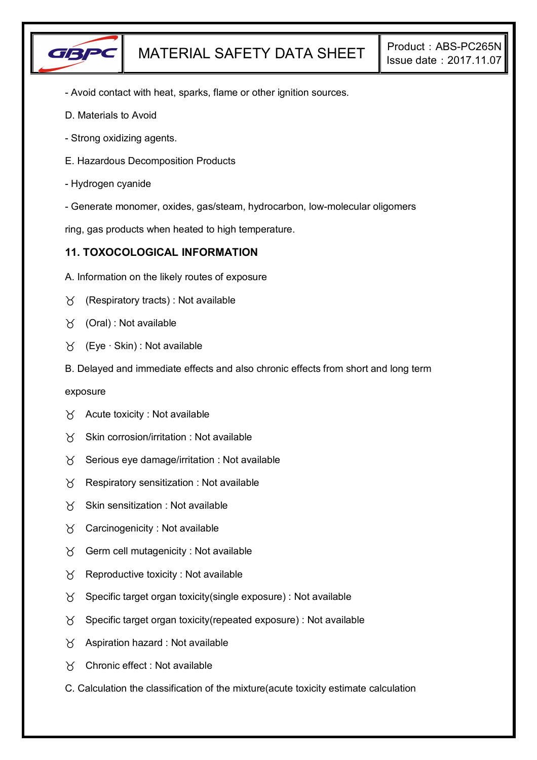- Avoid contact with heat, sparks, flame or other ignition sources.

D. Materials to Avoid

- Strong oxidizing agents.

E. Hazardous Decomposition Products

- Hydrogen cyanide

- Generate monomer, oxides, gas/steam, hydrocarbon, low-molecular oligomers ring, gas products when heated to high temperature.

## 11. TOXOCOLOGICAL INFORMATION

A. Information on the likely routes of exposure

- ○ (Respiratory tracts) : Not available
- ○ (Oral) : Not available
- ○ (Eye · Skin) : Not available

B. Delayed and immediate effects and also chronic effects from short and long term exposure

- ○ Acute toxicity : Not available
- ○ Skin corrosion/irritation : Not available
- ○ Serious eye damage/irritation : Not available
- ○ Respiratory sensitization : Not available
- ○ Skin sensitization : Not available
- ○ Carcinogenicity : Not available
- ○ Germ cell mutagenicity : Not available
- ○ Reproductive toxicity : Not available
- ○ Specific target organ toxicity(single exposure) : Not available
- ○ Specific target organ toxicity(repeated exposure) : Not available
- ○ Aspiration hazard : Not available
- ○ Chronic effect : Not available

C. Calculation the classification of the mixture(acute toxicity estimate calculation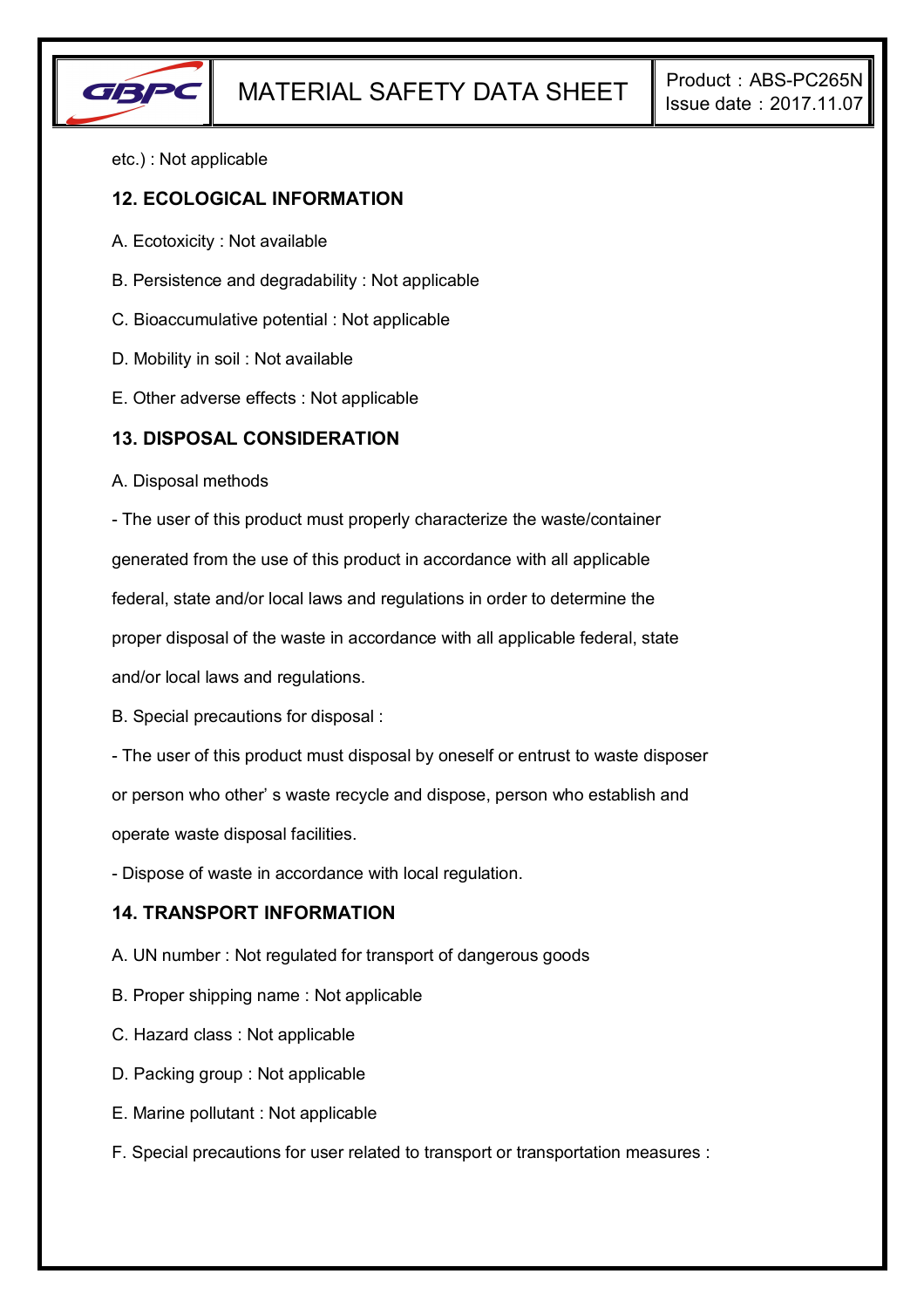etc.) : Not applicable

## 12. ECOLOGICAL INFORMATION

A. Ecotoxicity : Not available

B. Persistence and degradability : Not applicable

C. Bioaccumulative potential : Not applicable

D. Mobility in soil : Not available

E. Other adverse effects : Not applicable

## 13. DISPOSAL CONSIDERATION

A. Disposal methods

- The user of this product must properly characterize the waste/container generated from the use of this product in accordance with all applicable federal, state and/or local laws and regulations in order to determine the proper disposal of the waste in accordance with all applicable federal, state and/or local laws and regulations.

B. Special precautions for disposal :

- The user of this product must disposal by oneself or entrust to waste disposer or person who other' s waste recycle and dispose, person who establish and operate waste disposal facilities.
- Dispose of waste in accordance with local regulation.

## 14. TRANSPORT INFORMATION

A. UN number : Not regulated for transport of dangerous goods

B. Proper shipping name : Not applicable

C. Hazard class : Not applicable

D. Packing group : Not applicable

E. Marine pollutant : Not applicable

F. Special precautions for user related to transport or transportation measures :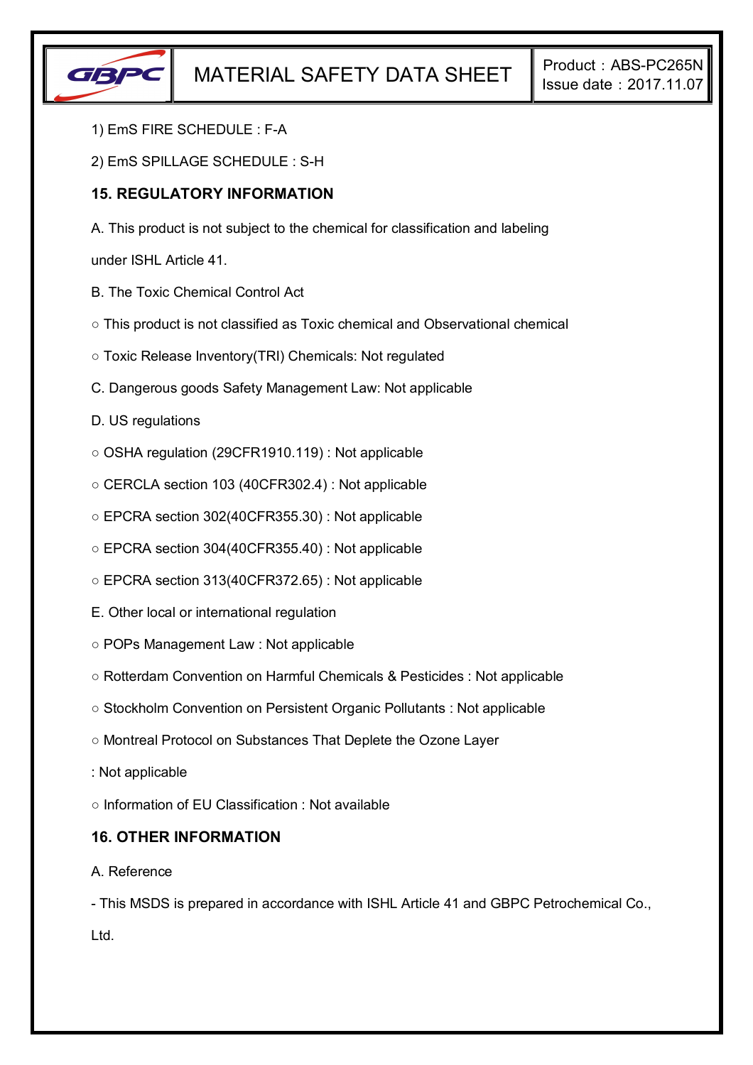1) EmS FIRE SCHEDULE : F-A

2) EmS SPILLAGE SCHEDULE : S-H

## 15. REGULATORY INFORMATION

A. This product is not subject to the chemical for classification and labeling under ISHL Article 41.

B. The Toxic Chemical Control Act

○ This product is not classified as Toxic chemical and Observational chemical

○ Toxic Release Inventory(TRI) Chemicals: Not regulated

C. Dangerous goods Safety Management Law: Not applicable

D. US regulations

○ OSHA regulation (29CFR1910.119) : Not applicable

○ CERCLA section 103 (40CFR302.4) : Not applicable

○ EPCRA section 302(40CFR355.30) : Not applicable

○ EPCRA section 304(40CFR355.40) : Not applicable

○ EPCRA section 313(40CFR372.65) : Not applicable

E. Other local or international regulation

○ POPs Management Law : Not applicable

○ Rotterdam Convention on Harmful Chemicals & Pesticides : Not applicable

○ Stockholm Convention on Persistent Organic Pollutants : Not applicable

○ Montreal Protocol on Substances That Deplete the Ozone Layer : Not applicable

○ Information of EU Classification : Not available

## 16. OTHER INFORMATION

A. Reference

- This MSDS is prepared in accordance with ISHL Article 41 and GBPC Petrochemical Co., Ltd.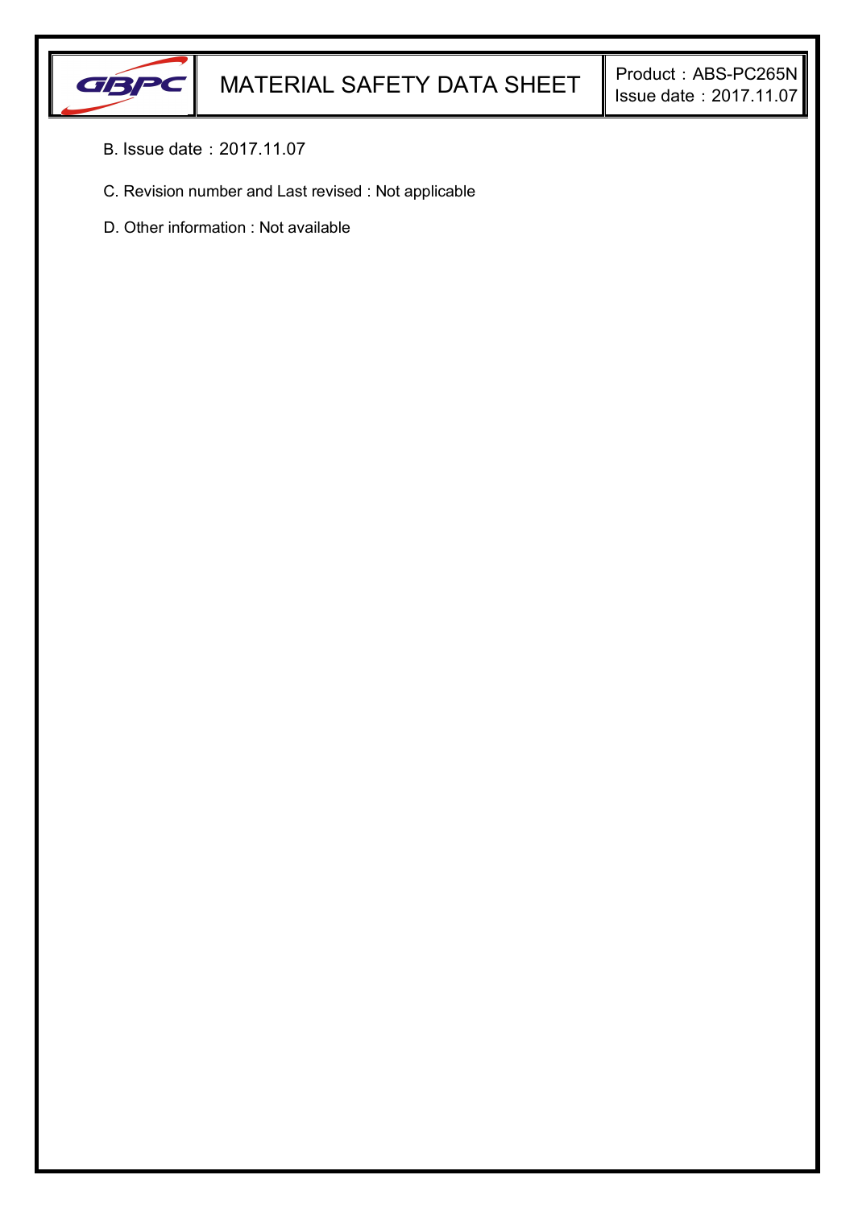B. Issue date：2017.11.07

C. Revision number and Last revised : Not applicable

D. Other information : Not available